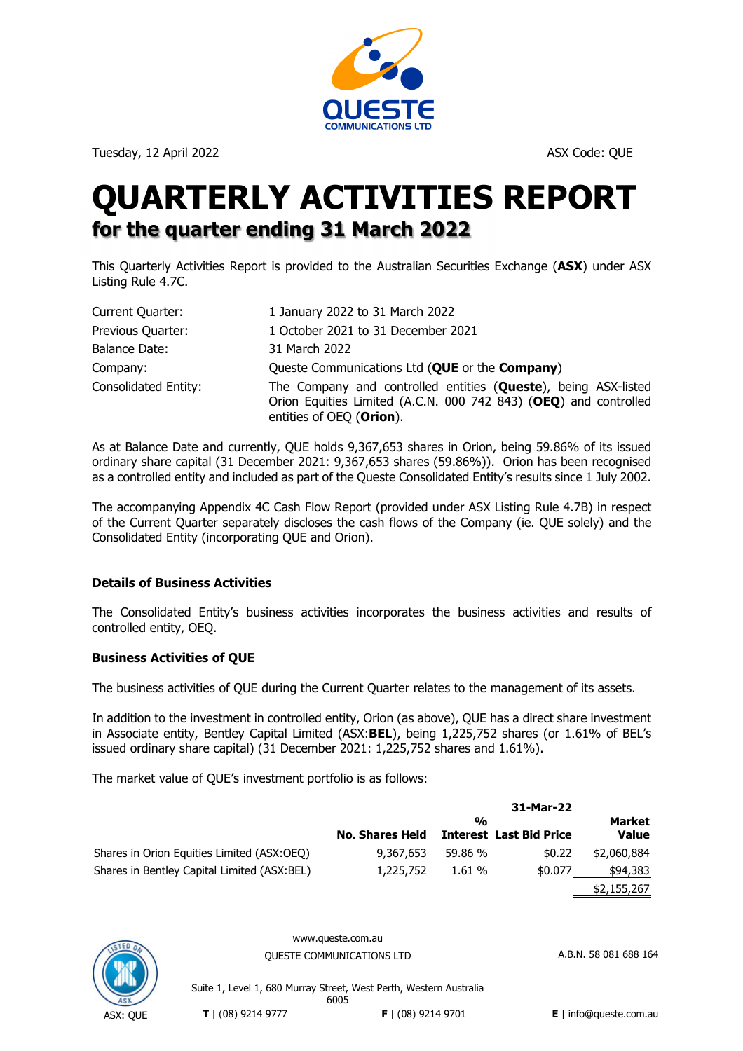Tuesday, 12 April 2022

ASX Code: QUE

# QUARTERLY ACTIVITIES REPORT

## for the quarter ending 31 March 2022

This Quarterly Activities Report is provided to the Australian Securities Exchange (**ASX**) under ASX Listing Rule 4.7C.

| | |
|---|---|
| Current Quarter: | 1 January 2022 to 31 March 2022 |
| Previous Quarter: | 1 October 2021 to 31 December 2021 |
| Balance Date: | 31 March 2022 |
| Company: | Queste Communications Ltd (**QUE** or the **Company**) |
| Consolidated Entity: | The Company and controlled entities (**Queste**), being ASX-listed Orion Equities Limited (A.C.N. 000 742 843) (**OEQ**) and controlled entities of OEQ (**Orion**). |

As at Balance Date and currently, QUE holds 9,367,653 shares in Orion, being 59.86% of its issued ordinary share capital (31 December 2021: 9,367,653 shares (59.86%)). Orion has been recognised as a controlled entity and included as part of the Queste Consolidated Entity's results since 1 July 2002.

The accompanying Appendix 4C Cash Flow Report (provided under ASX Listing Rule 4.7B) in respect of the Current Quarter separately discloses the cash flows of the Company (ie. QUE solely) and the Consolidated Entity (incorporating QUE and Orion).

**Details of Business Activities**

The Consolidated Entity's business activities incorporates the business activities and results of controlled entity, OEQ.

**Business Activities of QUE**

The business activities of QUE during the Current Quarter relates to the management of its assets.

In addition to the investment in controlled entity, Orion (as above), QUE has a direct share investment in Associate entity, Bentley Capital Limited (ASX:**BEL**), being 1,225,752 shares (or 1.61% of BEL's issued ordinary share capital) (31 December 2021: 1,225,752 shares and 1.61%).

The market value of QUE's investment portfolio is as follows:

| | 31-Mar-22 | | | |
|---|---|---|---|---|
| | **No. Shares Held** | **% Interest** | **Last Bid Price** | **Market Value** |
| Shares in Orion Equities Limited (ASX:OEQ) | 9,367,653 | 59.86 % | $0.22 | $2,060,884 |
| Shares in Bentley Capital Limited (ASX:BEL) | 1,225,752 | 1.61 % | $0.077 | $94,383 |
| | | | | $2,155,267 |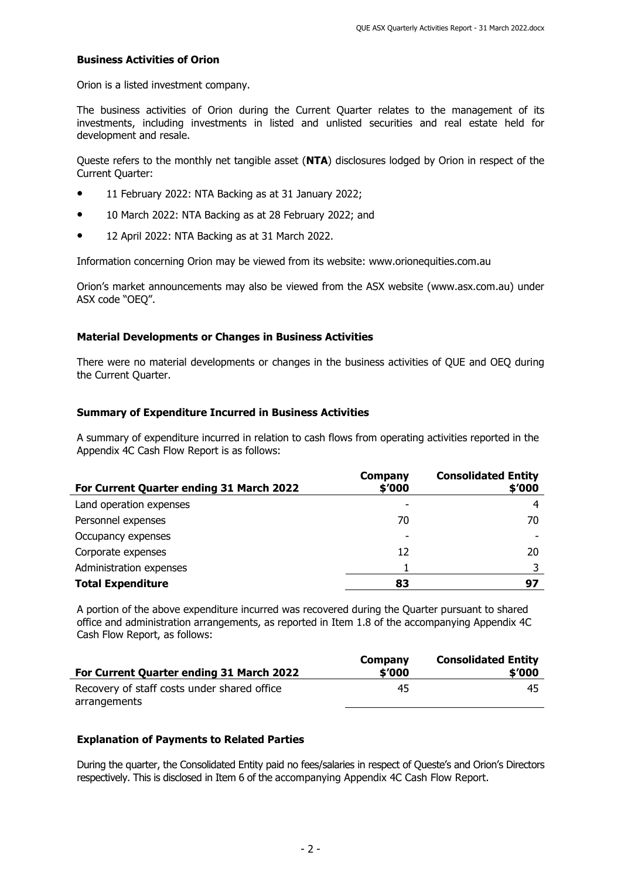**Business Activities of Orion**

Orion is a listed investment company.

The business activities of Orion during the Current Quarter relates to the management of its investments, including investments in listed and unlisted securities and real estate held for development and resale.

Queste refers to the monthly net tangible asset (**NTA**) disclosures lodged by Orion in respect of the Current Quarter:

- 11 February 2022: NTA Backing as at 31 January 2022;
- 10 March 2022: NTA Backing as at 28 February 2022; and
- 12 April 2022: NTA Backing as at 31 March 2022.

Information concerning Orion may be viewed from its website: www.orionequities.com.au

Orion's market announcements may also be viewed from the ASX website (www.asx.com.au) under ASX code "OEQ".

**Material Developments or Changes in Business Activities**

There were no material developments or changes in the business activities of QUE and OEQ during the Current Quarter.

**Summary of Expenditure Incurred in Business Activities**

A summary of expenditure incurred in relation to cash flows from operating activities reported in the Appendix 4C Cash Flow Report is as follows:

| For Current Quarter ending 31 March 2022 | Company $'000 | Consolidated Entity $'000 |
|---|---|---|
| Land operation expenses | - | 4 |
| Personnel expenses | 70 | 70 |
| Occupancy expenses | - | - |
| Corporate expenses | 12 | 20 |
| Administration expenses | 1 | 3 |
| **Total Expenditure** | **83** | **97** |

A portion of the above expenditure incurred was recovered during the Quarter pursuant to shared office and administration arrangements, as reported in Item 1.8 of the accompanying Appendix 4C Cash Flow Report, as follows:

| For Current Quarter ending 31 March 2022 | Company $'000 | Consolidated Entity $'000 |
|---|---|---|
| Recovery of staff costs under shared office arrangements | 45 | 45 |

**Explanation of Payments to Related Parties**

During the quarter, the Consolidated Entity paid no fees/salaries in respect of Queste's and Orion's Directors respectively. This is disclosed in Item 6 of the accompanying Appendix 4C Cash Flow Report.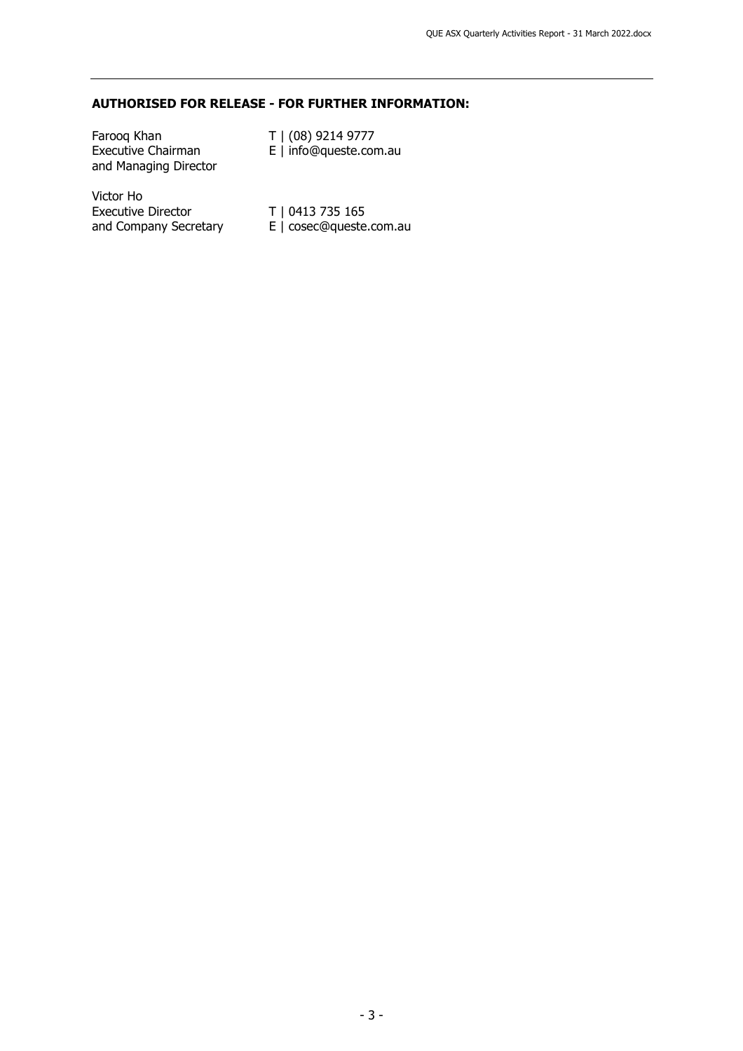**AUTHORISED FOR RELEASE - FOR FURTHER INFORMATION:**

Farooq Khan
Executive Chairman
and Managing Director

T | (08) 9214 9777
E | info@queste.com.au

Victor Ho
Executive Director
and Company Secretary

T | 0413 735 165
E | cosec@queste.com.au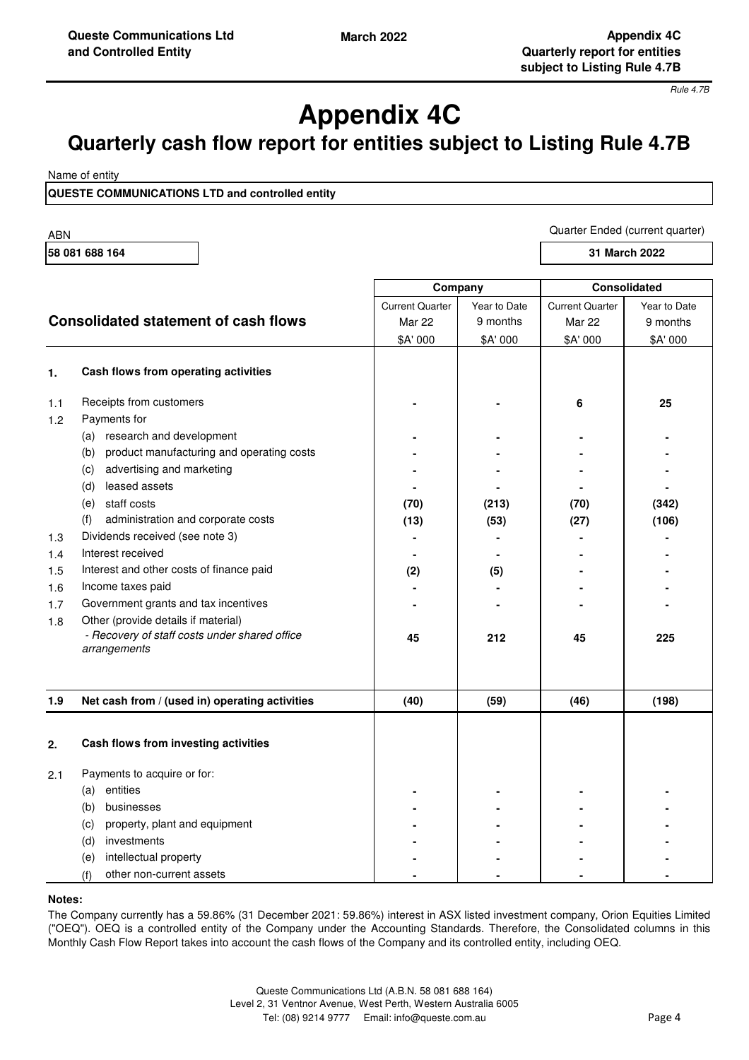Rule 4.7B

# Appendix 4C

## Quarterly cash flow report for entities subject to Listing Rule 4.7B

Name of entity

**QUESTE COMMUNICATIONS LTD and controlled entity**

| ABN | Quarter Ended (current quarter) |
|---|---|
| **58 081 688 164** | **31 March 2022** |

| | Consolidated statement of cash flows | Company | | Consolidated | |
|---|---|---|---|---|---|
| | | Current Quarter Mar 22 $A' 000 | Year to Date 9 months $A' 000 | Current Quarter Mar 22 $A' 000 | Year to Date 9 months $A' 000 |
| **1.** | **Cash flows from operating activities** | | | | |
| 1.1 | Receipts from customers | - | - | 6 | 25 |
| 1.2 | Payments for | | | | |
| | (a) research and development | - | - | - | - |
| | (b) product manufacturing and operating costs | - | - | - | - |
| | (c) advertising and marketing | - | - | - | - |
| | (d) leased assets | - | - | - | - |
| | (e) staff costs | (70) | (213) | (70) | (342) |
| | (f) administration and corporate costs | (13) | (53) | (27) | (106) |
| 1.3 | Dividends received (see note 3) | - | - | - | - |
| 1.4 | Interest received | - | - | - | - |
| 1.5 | Interest and other costs of finance paid | (2) | (5) | - | - |
| 1.6 | Income taxes paid | - | - | - | - |
| 1.7 | Government grants and tax incentives | - | - | - | - |
| 1.8 | Other (provide details if material) *- Recovery of staff costs under shared office arrangements* | 45 | 212 | 45 | 225 |
| **1.9** | **Net cash from / (used in) operating activities** | **(40)** | **(59)** | **(46)** | **(198)** |
| **2.** | **Cash flows from investing activities** | | | | |
| 2.1 | Payments to acquire or for: | | | | |
| | (a) entities | - | - | - | - |
| | (b) businesses | - | - | - | - |
| | (c) property, plant and equipment | - | - | - | - |
| | (d) investments | - | - | - | - |
| | (e) intellectual property | - | - | - | - |
| | (f) other non-current assets | - | - | - | - |

**Notes:**

The Company currently has a 59.86% (31 December 2021: 59.86%) interest in ASX listed investment company, Orion Equities Limited ("OEQ"). OEQ is a controlled entity of the Company under the Accounting Standards. Therefore, the Consolidated columns in this Monthly Cash Flow Report takes into account the cash flows of the Company and its controlled entity, including OEQ.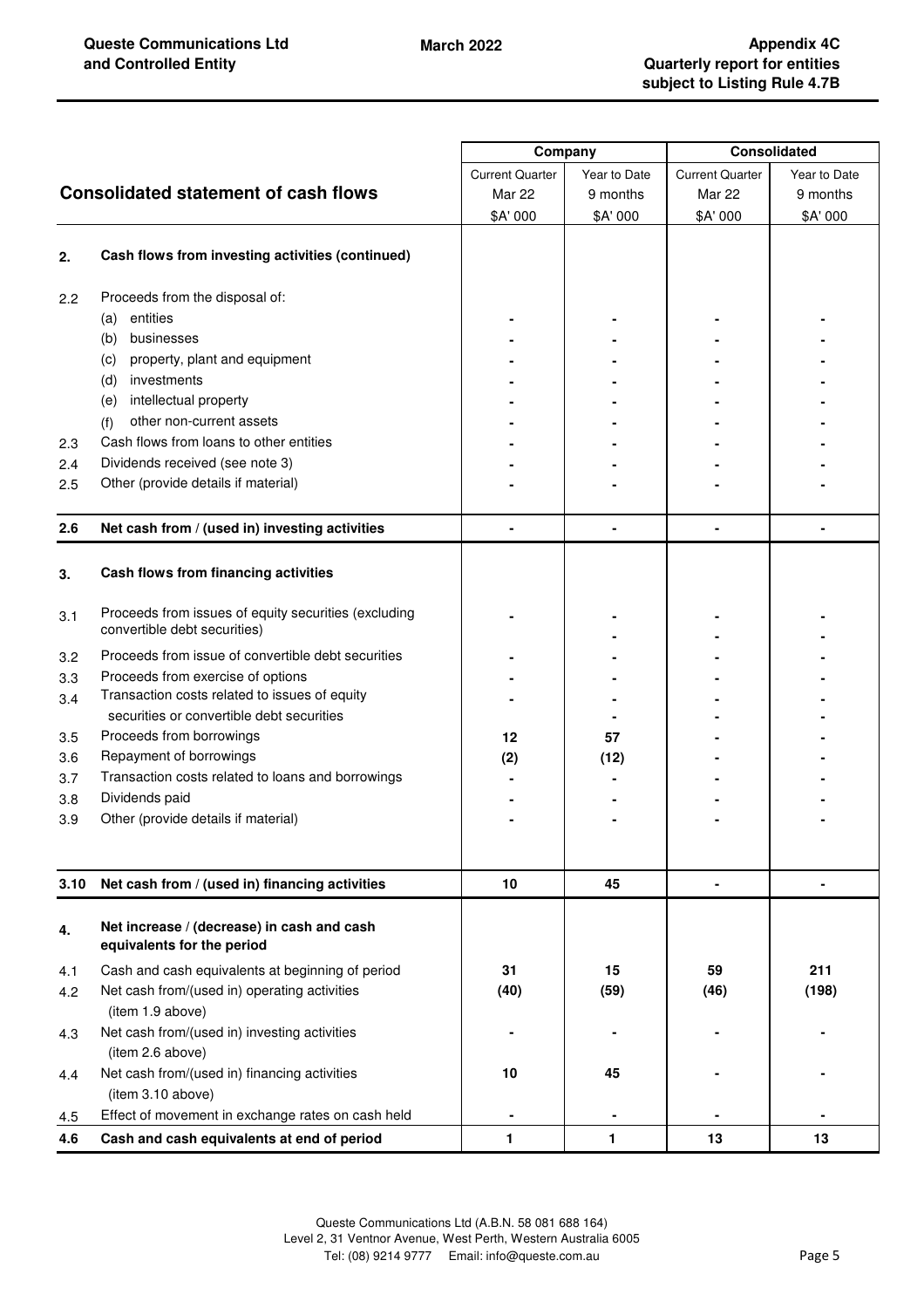| | Consolidated statement of cash flows | Company | | Consolidated | |
|---|---|---|---|---|---|
| | | Current Quarter Mar 22 $A' 000 | Year to Date 9 months $A' 000 | Current Quarter Mar 22 $A' 000 | Year to Date 9 months $A' 000 |
| **2.** | **Cash flows from investing activities (continued)** | | | | |
| 2.2 | Proceeds from the disposal of: | | | | |
| | (a) entities | - | - | - | - |
| | (b) businesses | - | - | - | - |
| | (c) property, plant and equipment | - | - | - | - |
| | (d) investments | - | - | - | - |
| | (e) intellectual property | - | - | - | - |
| | (f) other non-current assets | - | - | - | - |
| 2.3 | Cash flows from loans to other entities | - | - | - | - |
| 2.4 | Dividends received (see note 3) | - | - | - | - |
| 2.5 | Other (provide details if material) | - | - | - | - |
| **2.6** | **Net cash from / (used in) investing activities** | **-** | **-** | **-** | **-** |
| **3.** | **Cash flows from financing activities** | | | | |
| 3.1 | Proceeds from issues of equity securities (excluding convertible debt securities) | - | - - | - - | - - |
| 3.2 | Proceeds from issue of convertible debt securities | - | - | - | - |
| 3.3 | Proceeds from exercise of options | - | - | - | - |
| 3.4 | Transaction costs related to issues of equity securities or convertible debt securities | - | - - | - - | - - |
| 3.5 | Proceeds from borrowings | **12** | **57** | - | - |
| 3.6 | Repayment of borrowings | **(2)** | **(12)** | - | - |
| 3.7 | Transaction costs related to loans and borrowings | - | - | - | - |
| 3.8 | Dividends paid | - | - | - | - |
| 3.9 | Other (provide details if material) | - | - | - | - |
| **3.10** | **Net cash from / (used in) financing activities** | **10** | **45** | **-** | **-** |
| **4.** | **Net increase / (decrease) in cash and cash equivalents for the period** | | | | |
| 4.1 | Cash and cash equivalents at beginning of period | **31** | **15** | **59** | **211** |
| 4.2 | Net cash from/(used in) operating activities (item 1.9 above) | **(40)** | **(59)** | **(46)** | **(198)** |
| 4.3 | Net cash from/(used in) investing activities (item 2.6 above) | - | - | - | - |
| 4.4 | Net cash from/(used in) financing activities (item 3.10 above) | **10** | **45** | - | - |
| 4.5 | Effect of movement in exchange rates on cash held | - | - | - | - |
| **4.6** | **Cash and cash equivalents at end of period** | **1** | **1** | **13** | **13** |

Queste Communications Ltd (A.B.N. 58 081 688 164)
Level 2, 31 Ventnor Avenue, West Perth, Western Australia 6005
Tel: (08) 9214 9777 Email: info@queste.com.au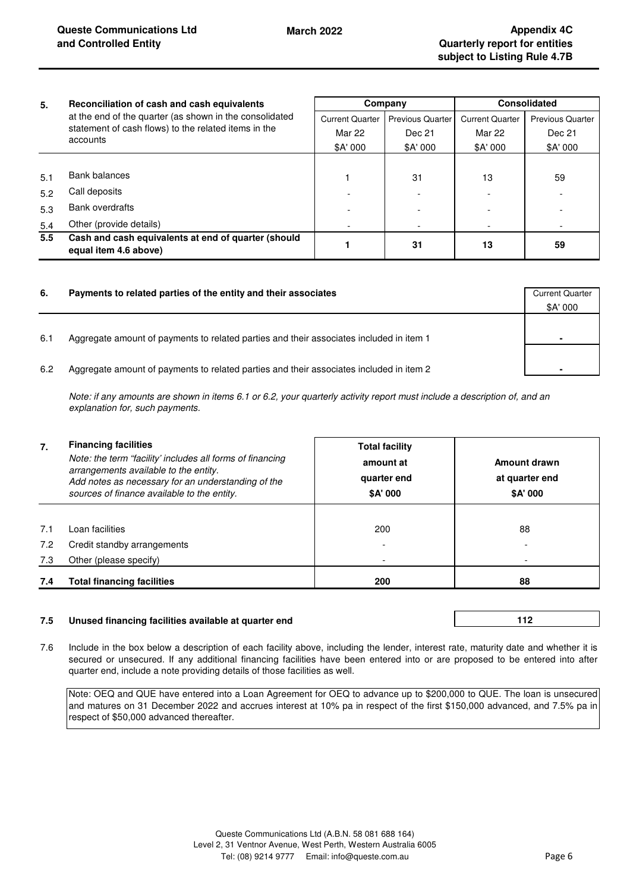| 5. | Reconciliation of cash and cash equivalents at the end of the quarter (as shown in the consolidated statement of cash flows) to the related items in the accounts | Company | | Consolidated | |
|---|---|---|---|---|---|
| | | Current Quarter Mar 22 $A' 000 | Previous Quarter Dec 21 $A' 000 | Current Quarter Mar 22 $A' 000 | Previous Quarter Dec 21 $A' 000 |
| 5.1 | Bank balances | 1 | 31 | 13 | 59 |
| 5.2 | Call deposits | - | - | - | - |
| 5.3 | Bank overdrafts | - | - | - | - |
| 5.4 | Other (provide details) | - | - | - | - |
| **5.5** | **Cash and cash equivalents at end of quarter (should equal item 4.6 above)** | **1** | **31** | **13** | **59** |

| 6. | Payments to related parties of the entity and their associates | Current Quarter $A' 000 |
|---|---|---|
| 6.1 | Aggregate amount of payments to related parties and their associates included in item 1 | **-** |
| 6.2 | Aggregate amount of payments to related parties and their associates included in item 2 | **-** |

*Note: if any amounts are shown in items 6.1 or 6.2, your quarterly activity report must include a description of, and an explanation for, such payments.*

| 7. | **Financing facilities** *Note: the term "facility' includes all forms of financing arrangements available to the entity. Add notes as necessary for an understanding of the sources of finance available to the entity.* | **Total facility amount at quarter end $A' 000** | **Amount drawn at quarter end $A' 000** |
|---|---|---|---|
| 7.1 | Loan facilities | 200 | 88 |
| 7.2 | Credit standby arrangements | - | - |
| 7.3 | Other (please specify) | - | - |
| **7.4** | **Total financing facilities** | **200** | **88** |

| | | |
|---|---|---|
| **7.5** | **Unused financing facilities available at quarter end** | **112** |

7.6 Include in the box below a description of each facility above, including the lender, interest rate, maturity date and whether it is secured or unsecured. If any additional financing facilities have been entered into or are proposed to be entered into after quarter end, include a note providing details of those facilities as well.

Note: OEQ and QUE have entered into a Loan Agreement for OEQ to advance up to $200,000 to QUE. The loan is unsecured and matures on 31 December 2022 and accrues interest at 10% pa in respect of the first $150,000 advanced, and 7.5% pa in respect of $50,000 advanced thereafter.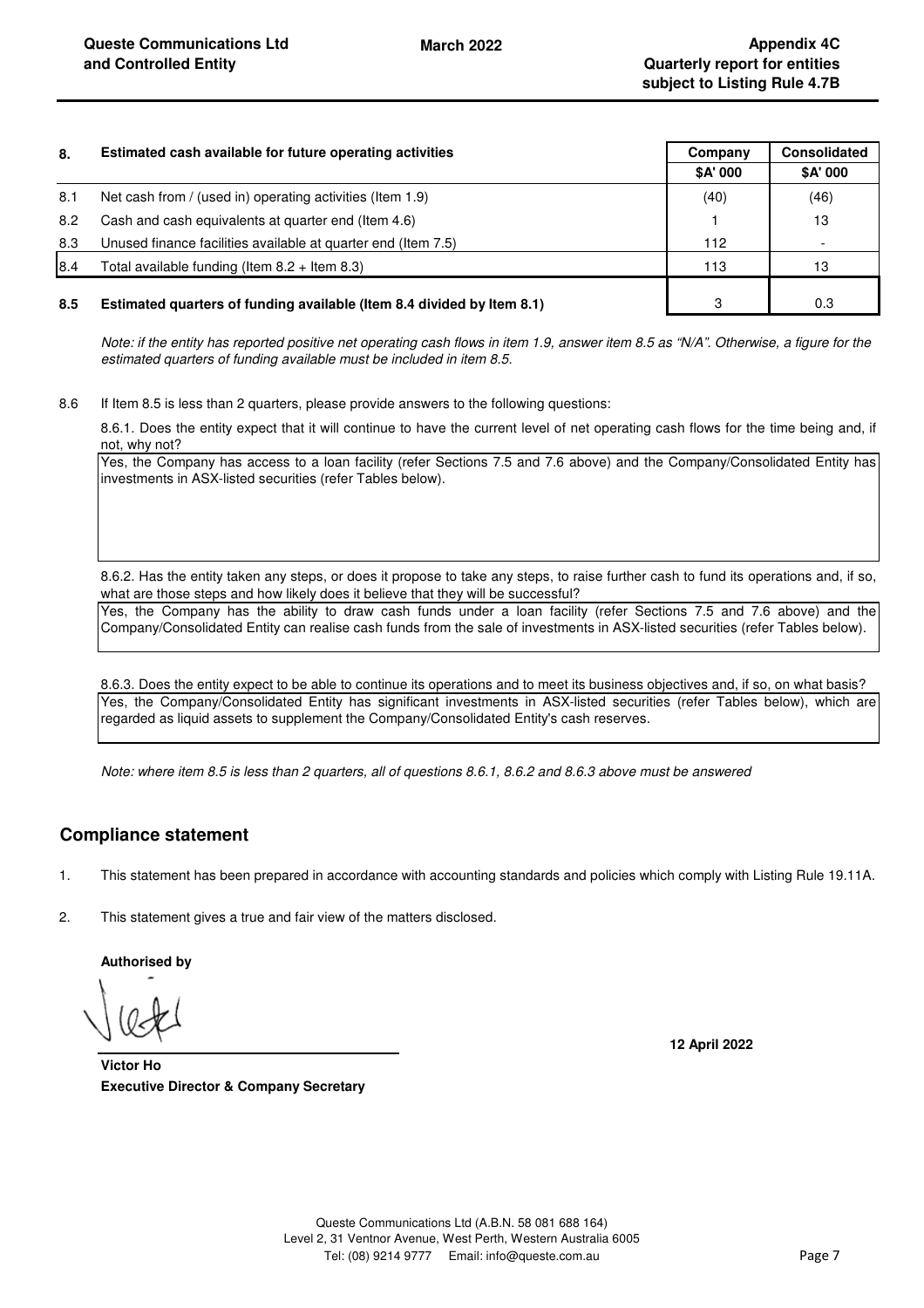| 8. | Estimated cash available for future operating activities | Company $A' 000 | Consolidated $A' 000 |
|---|---|---|---|
| 8.1 | Net cash from / (used in) operating activities (Item 1.9) | (40) | (46) |
| 8.2 | Cash and cash equivalents at quarter end (Item 4.6) | 1 | 13 |
| 8.3 | Unused finance facilities available at quarter end (Item 7.5) | 112 | - |
| 8.4 | Total available funding (Item 8.2 + Item 8.3) | 113 | 13 |
| **8.5** | **Estimated quarters of funding available (Item 8.4 divided by Item 8.1)** | 3 | 0.3 |

*Note: if the entity has reported positive net operating cash flows in item 1.9, answer item 8.5 as "N/A". Otherwise, a figure for the estimated quarters of funding available must be included in item 8.5.*

8.6 If Item 8.5 is less than 2 quarters, please provide answers to the following questions:

8.6.1. Does the entity expect that it will continue to have the current level of net operating cash flows for the time being and, if not, why not?

Yes, the Company has access to a loan facility (refer Sections 7.5 and 7.6 above) and the Company/Consolidated Entity has investments in ASX-listed securities (refer Tables below).

8.6.2. Has the entity taken any steps, or does it propose to take any steps, to raise further cash to fund its operations and, if so, what are those steps and how likely does it believe that they will be successful?

Yes, the Company has the ability to draw cash funds under a loan facility (refer Sections 7.5 and 7.6 above) and the Company/Consolidated Entity can realise cash funds from the sale of investments in ASX-listed securities (refer Tables below).

8.6.3. Does the entity expect to be able to continue its operations and to meet its business objectives and, if so, on what basis?

Yes, the Company/Consolidated Entity has significant investments in ASX-listed securities (refer Tables below), which are regarded as liquid assets to supplement the Company/Consolidated Entity's cash reserves.

*Note: where item 8.5 is less than 2 quarters, all of questions 8.6.1, 8.6.2 and 8.6.3 above must be answered*

## Compliance statement

1. This statement has been prepared in accordance with accounting standards and policies which comply with Listing Rule 19.11A.

2. This statement gives a true and fair view of the matters disclosed.

**Authorised by**

**Victor Ho**
**Executive Director & Company Secretary**

**12 April 2022**

Queste Communications Ltd (A.B.N. 58 081 688 164)
Level 2, 31 Ventnor Avenue, West Perth, Western Australia 6005
Tel: (08) 9214 9777 Email: info@queste.com.au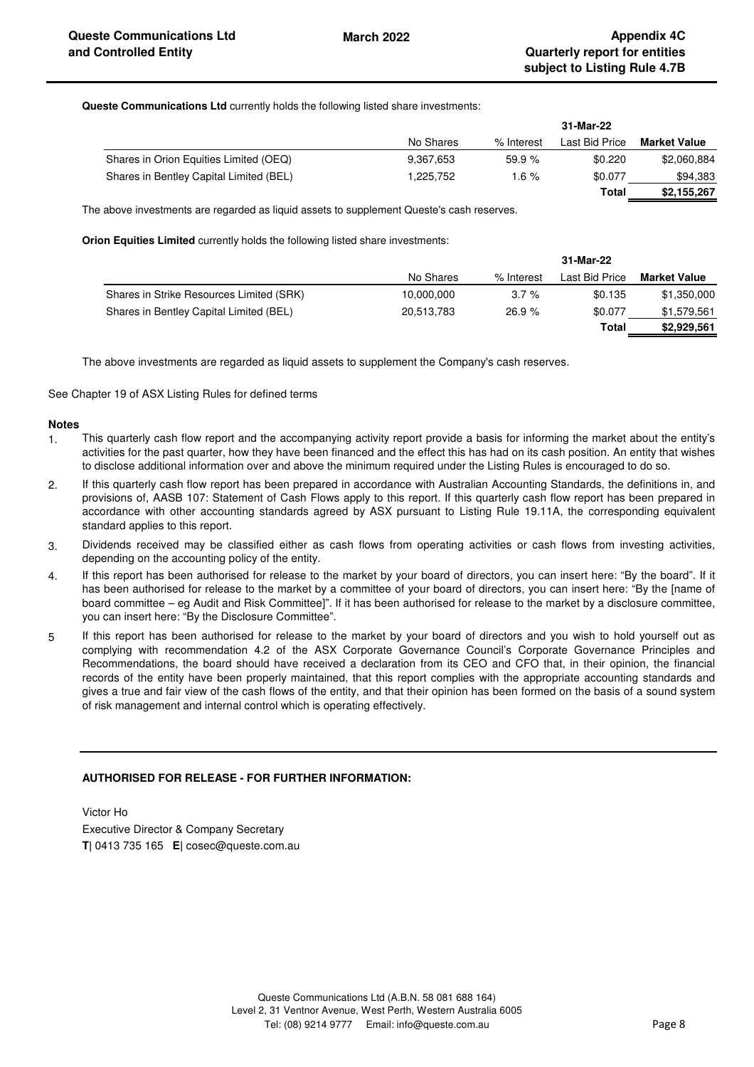**Queste Communications Ltd** currently holds the following listed share investments:

| | | | 31-Mar-22 | |
|---|---|---|---|---|
| | No Shares | % Interest | Last Bid Price | **Market Value** |
| Shares in Orion Equities Limited (OEQ) | 9,367,653 | 59.9 % | $0.220 | $2,060,884 |
| Shares in Bentley Capital Limited (BEL) | 1,225,752 | 1.6 % | $0.077 | $94,383 |
| | | | **Total** | **$2,155,267** |

The above investments are regarded as liquid assets to supplement Queste's cash reserves.

**Orion Equities Limited** currently holds the following listed share investments:

| | | | 31-Mar-22 | |
|---|---|---|---|---|
| | No Shares | % Interest | Last Bid Price | **Market Value** |
| Shares in Strike Resources Limited (SRK) | 10,000,000 | 3.7 % | $0.135 | $1,350,000 |
| Shares in Bentley Capital Limited (BEL) | 20,513,783 | 26.9 % | $0.077 | $1,579,561 |
| | | | **Total** | **$2,929,561** |

The above investments are regarded as liquid assets to supplement the Company's cash reserves.

See Chapter 19 of ASX Listing Rules for defined terms

**Notes**

1. This quarterly cash flow report and the accompanying activity report provide a basis for informing the market about the entity's activities for the past quarter, how they have been financed and the effect this has had on its cash position. An entity that wishes to disclose additional information over and above the minimum required under the Listing Rules is encouraged to do so.
2. If this quarterly cash flow report has been prepared in accordance with Australian Accounting Standards, the definitions in, and provisions of, AASB 107: Statement of Cash Flows apply to this report. If this quarterly cash flow report has been prepared in accordance with other accounting standards agreed by ASX pursuant to Listing Rule 19.11A, the corresponding equivalent standard applies to this report.
3. Dividends received may be classified either as cash flows from operating activities or cash flows from investing activities, depending on the accounting policy of the entity.
4. If this report has been authorised for release to the market by your board of directors, you can insert here: "By the board". If it has been authorised for release to the market by a committee of your board of directors, you can insert here: "By the [name of board committee – eg Audit and Risk Committee]". If it has been authorised for release to the market by a disclosure committee, you can insert here: "By the Disclosure Committee".
5. If this report has been authorised for release to the market by your board of directors and you wish to hold yourself out as complying with recommendation 4.2 of the ASX Corporate Governance Council's Corporate Governance Principles and Recommendations, the board should have received a declaration from its CEO and CFO that, in their opinion, the financial records of the entity have been properly maintained, that this report complies with the appropriate accounting standards and gives a true and fair view of the cash flows of the entity, and that their opinion has been formed on the basis of a sound system of risk management and internal control which is operating effectively.

---

**AUTHORISED FOR RELEASE - FOR FURTHER INFORMATION:**

Victor Ho
Executive Director & Company Secretary
**T**| 0413 735 165 **E**| cosec@queste.com.au